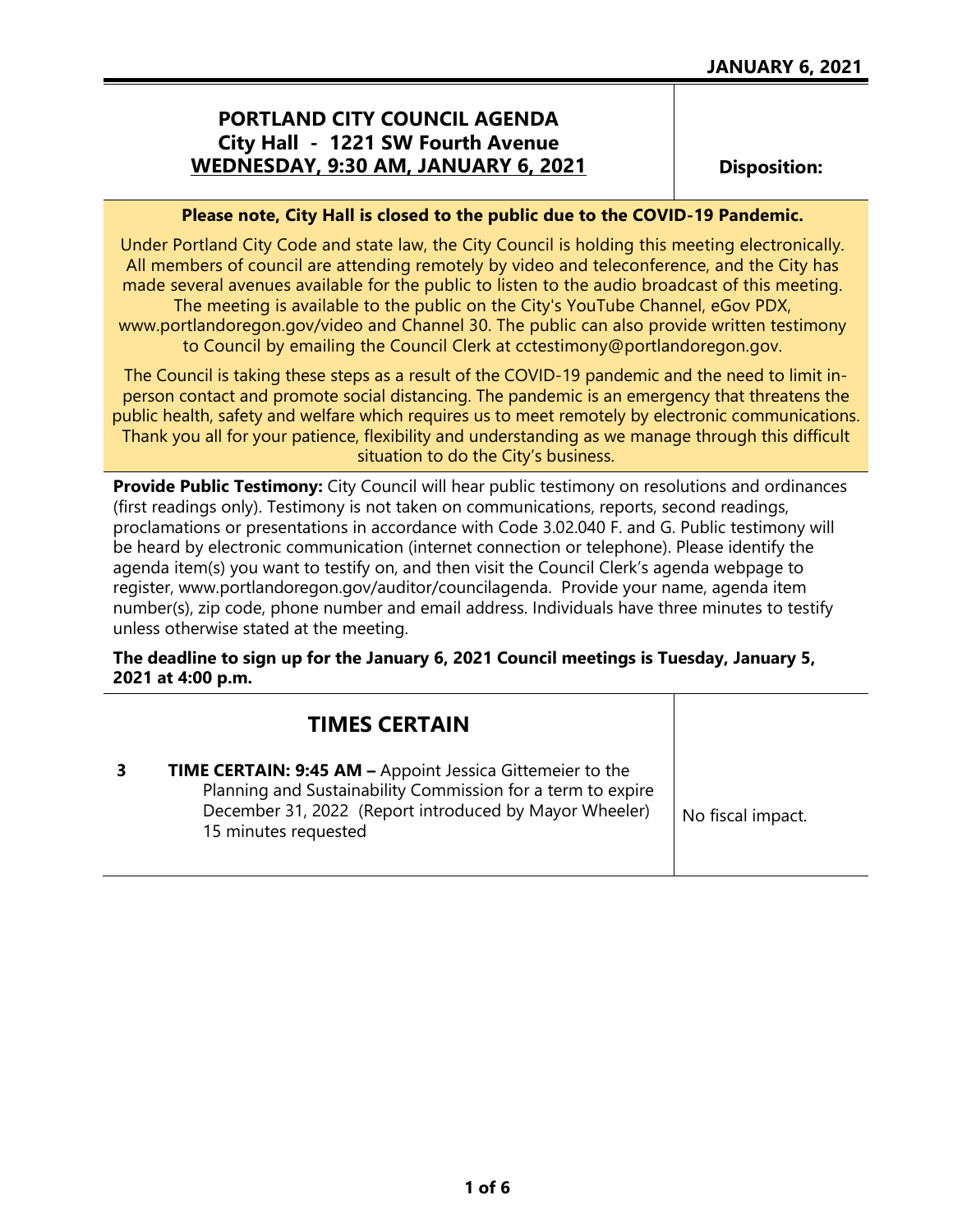# PORTLAND CITY COUNCIL AGENDA

## City Hall - 1221 SW Fourth Avenue

## WEDNESDAY, 9:30 AM, JANUARY 6, 2021

**Disposition:**

**Please note, City Hall is closed to the public due to the COVID-19 Pandemic.**

Under Portland City Code and state law, the City Council is holding this meeting electronically. All members of council are attending remotely by video and teleconference, and the City has made several avenues available for the public to listen to the audio broadcast of this meeting. The meeting is available to the public on the City's YouTube Channel, eGov PDX, www.portlandoregon.gov/video and Channel 30. The public can also provide written testimony to Council by emailing the Council Clerk at cctestimony@portlandoregon.gov.

The Council is taking these steps as a result of the COVID-19 pandemic and the need to limit in-person contact and promote social distancing. The pandemic is an emergency that threatens the public health, safety and welfare which requires us to meet remotely by electronic communications. Thank you all for your patience, flexibility and understanding as we manage through this difficult situation to do the City's business.

**Provide Public Testimony:** City Council will hear public testimony on resolutions and ordinances (first readings only). Testimony is not taken on communications, reports, second readings, proclamations or presentations in accordance with Code 3.02.040 F. and G. Public testimony will be heard by electronic communication (internet connection or telephone). Please identify the agenda item(s) you want to testify on, and then visit the Council Clerk's agenda webpage to register, www.portlandoregon.gov/auditor/councilagenda. Provide your name, agenda item number(s), zip code, phone number and email address. Individuals have three minutes to testify unless otherwise stated at the meeting.

**The deadline to sign up for the January 6, 2021 Council meetings is Tuesday, January 5, 2021 at 4:00 p.m.**

## TIMES CERTAIN

**3** **TIME CERTAIN: 9:45 AM –** Appoint Jessica Gittemeier to the Planning and Sustainability Commission for a term to expire December 31, 2022 (Report introduced by Mayor Wheeler) 15 minutes requested

No fiscal impact.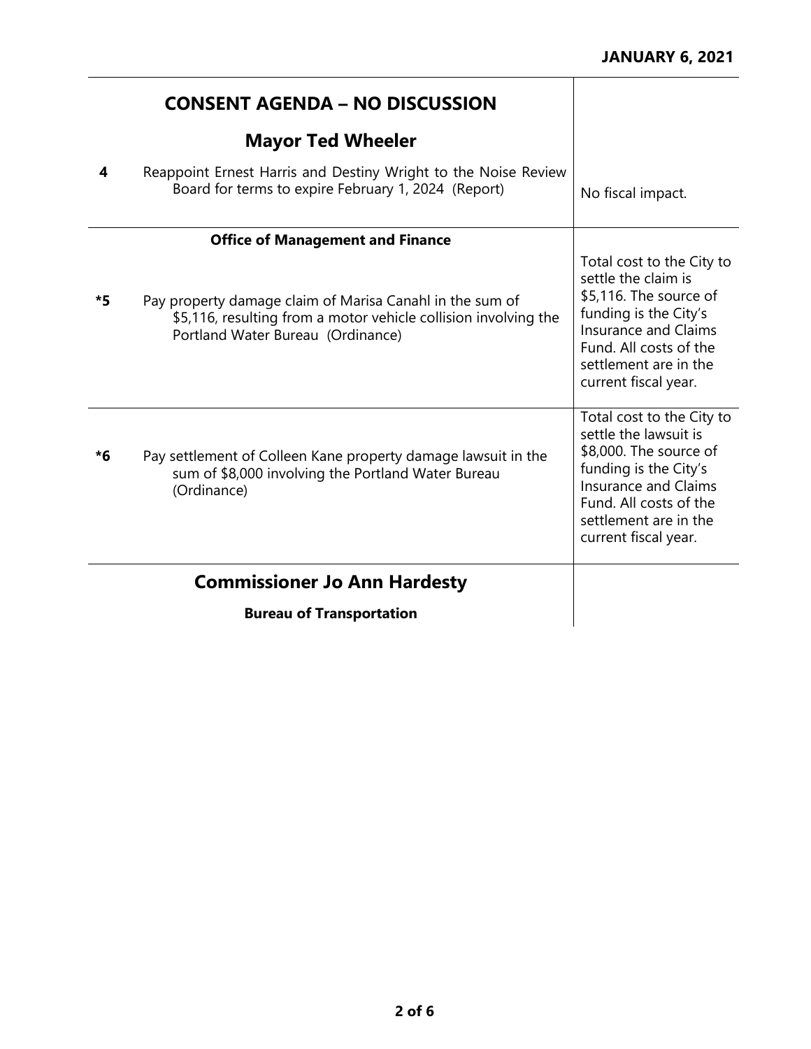JANUARY 6, 2021

## CONSENT AGENDA – NO DISCUSSION

### Mayor Ted Wheeler

| | | |
|---|---|---|
| 4 | Reappoint Ernest Harris and Destiny Wright to the Noise Review Board for terms to expire February 1, 2024 (Report) | No fiscal impact. |

**Office of Management and Finance**

| | | |
|---|---|---|
| *5 | Pay property damage claim of Marisa Canahl in the sum of $5,116, resulting from a motor vehicle collision involving the Portland Water Bureau (Ordinance) | Total cost to the City to settle the claim is $5,116. The source of funding is the City's Insurance and Claims Fund. All costs of the settlement are in the current fiscal year. |
| *6 | Pay settlement of Colleen Kane property damage lawsuit in the sum of $8,000 involving the Portland Water Bureau (Ordinance) | Total cost to the City to settle the lawsuit is $8,000. The source of funding is the City's Insurance and Claims Fund. All costs of the settlement are in the current fiscal year. |

### Commissioner Jo Ann Hardesty

**Bureau of Transportation**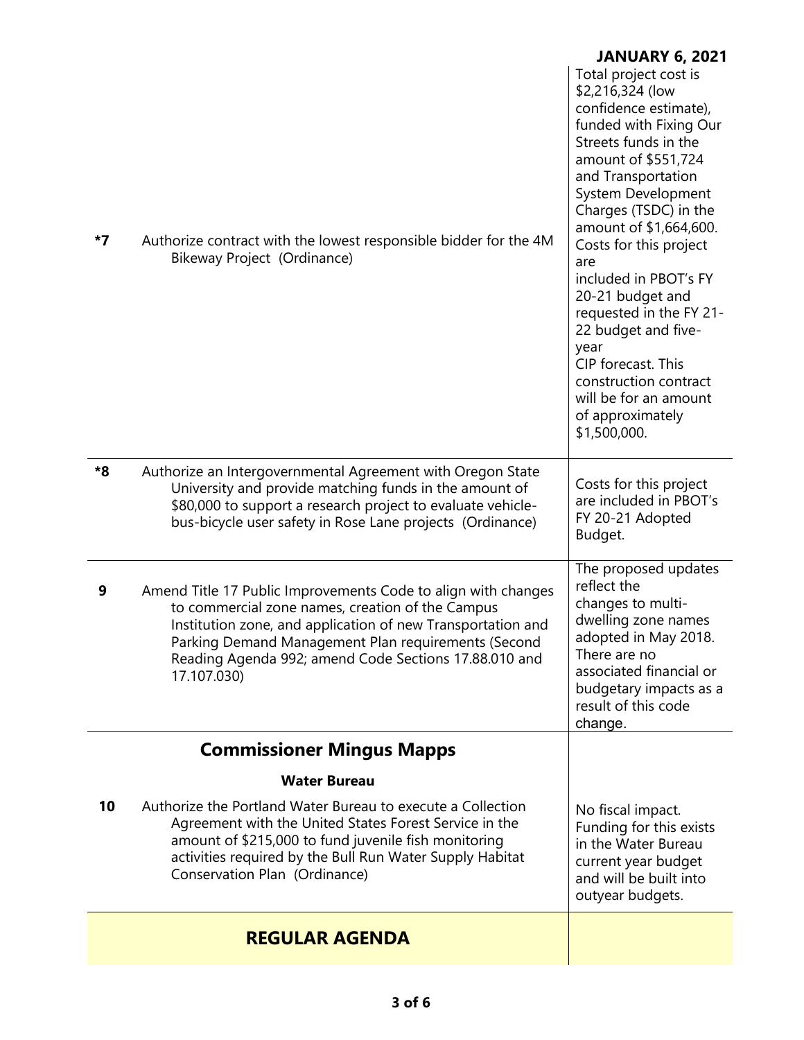| | | |
|---|---|---|
| *7 | Authorize contract with the lowest responsible bidder for the 4M Bikeway Project (Ordinance) | Total project cost is $2,216,324 (low confidence estimate), funded with Fixing Our Streets funds in the amount of $551,724 and Transportation System Development Charges (TSDC) in the amount of $1,664,600. Costs for this project are included in PBOT's FY 20-21 budget and requested in the FY 21-22 budget and five-year CIP forecast. This construction contract will be for an amount of approximately $1,500,000. |
| *8 | Authorize an Intergovernmental Agreement with Oregon State University and provide matching funds in the amount of $80,000 to support a research project to evaluate vehicle-bus-bicycle user safety in Rose Lane projects (Ordinance) | Costs for this project are included in PBOT's FY 20-21 Adopted Budget. |
| 9 | Amend Title 17 Public Improvements Code to align with changes to commercial zone names, creation of the Campus Institution zone, and application of new Transportation and Parking Demand Management Plan requirements (Second Reading Agenda 992; amend Code Sections 17.88.010 and 17.107.030) | The proposed updates reflect the changes to multi-dwelling zone names adopted in May 2018. There are no associated financial or budgetary impacts as a result of this code change. |

## Commissioner Mingus Mapps

### Water Bureau

| | | |
|---|---|---|
| 10 | Authorize the Portland Water Bureau to execute a Collection Agreement with the United States Forest Service in the amount of $215,000 to fund juvenile fish monitoring activities required by the Bull Run Water Supply Habitat Conservation Plan (Ordinance) | No fiscal impact. Funding for this exists in the Water Bureau current year budget and will be built into outyear budgets. |

## REGULAR AGENDA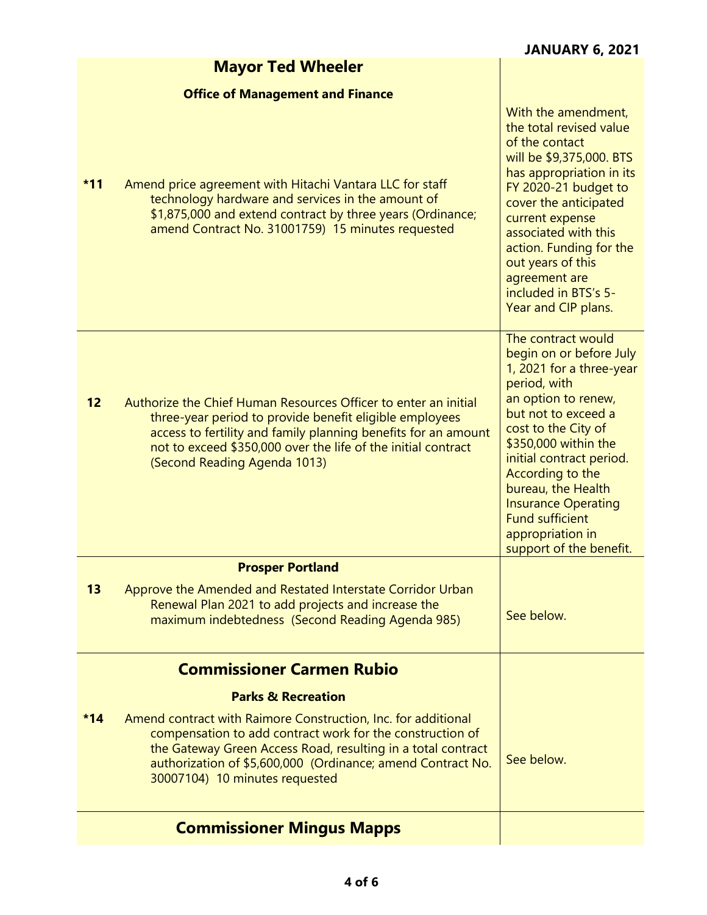**JANUARY 6, 2021**

| | | |
|---|---|---|
| | **Mayor Ted Wheeler** | |
| | **Office of Management and Finance** | |
| ***11** | Amend price agreement with Hitachi Vantara LLC for staff technology hardware and services in the amount of $1,875,000 and extend contract by three years (Ordinance; amend Contract No. 31001759) 15 minutes requested | With the amendment, the total revised value of the contact will be $9,375,000. BTS has appropriation in its FY 2020-21 budget to cover the anticipated current expense associated with this action. Funding for the out years of this agreement are included in BTS's 5-Year and CIP plans. |
| **12** | Authorize the Chief Human Resources Officer to enter an initial three-year period to provide benefit eligible employees access to fertility and family planning benefits for an amount not to exceed $350,000 over the life of the initial contract (Second Reading Agenda 1013) | The contract would begin on or before July 1, 2021 for a three-year period, with an option to renew, but not to exceed a cost to the City of $350,000 within the initial contract period. According to the bureau, the Health Insurance Operating Fund sufficient appropriation in support of the benefit. |
| | **Prosper Portland** | |
| **13** | Approve the Amended and Restated Interstate Corridor Urban Renewal Plan 2021 to add projects and increase the maximum indebtedness (Second Reading Agenda 985) | See below. |
| | **Commissioner Carmen Rubio** | |
| | **Parks & Recreation** | |
| ***14** | Amend contract with Raimore Construction, Inc. for additional compensation to add contract work for the construction of the Gateway Green Access Road, resulting in a total contract authorization of $5,600,000 (Ordinance; amend Contract No. 30007104) 10 minutes requested | See below. |
| | **Commissioner Mingus Mapps** | |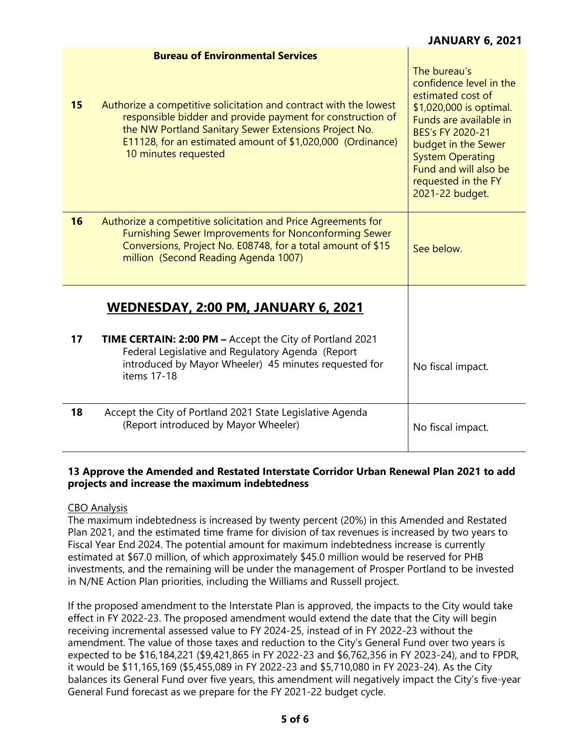| | | |
|---|---|---|
| | **Bureau of Environmental Services** | |
| **15** | Authorize a competitive solicitation and contract with the lowest responsible bidder and provide payment for construction of the NW Portland Sanitary Sewer Extensions Project No. E11128, for an estimated amount of $1,020,000 (Ordinance) 10 minutes requested | The bureau's confidence level in the estimated cost of $1,020,000 is optimal. Funds are available in BES's FY 2020-21 budget in the Sewer System Operating Fund and will also be requested in the FY 2021-22 budget. |
| **16** | Authorize a competitive solicitation and Price Agreements for Furnishing Sewer Improvements for Nonconforming Sewer Conversions, Project No. E08748, for a total amount of $15 million (Second Reading Agenda 1007) | See below. |
| | **WEDNESDAY, 2:00 PM, JANUARY 6, 2021** | |
| **17** | **TIME CERTAIN: 2:00 PM –** Accept the City of Portland 2021 Federal Legislative and Regulatory Agenda (Report introduced by Mayor Wheeler) 45 minutes requested for items 17-18 | No fiscal impact. |
| **18** | Accept the City of Portland 2021 State Legislative Agenda (Report introduced by Mayor Wheeler) | No fiscal impact. |

**13 Approve the Amended and Restated Interstate Corridor Urban Renewal Plan 2021 to add projects and increase the maximum indebtedness**

CBO Analysis

The maximum indebtedness is increased by twenty percent (20%) in this Amended and Restated Plan 2021, and the estimated time frame for division of tax revenues is increased by two years to Fiscal Year End 2024. The potential amount for maximum indebtedness increase is currently estimated at $67.0 million, of which approximately $45.0 million would be reserved for PHB investments, and the remaining will be under the management of Prosper Portland to be invested in N/NE Action Plan priorities, including the Williams and Russell project.

If the proposed amendment to the Interstate Plan is approved, the impacts to the City would take effect in FY 2022-23. The proposed amendment would extend the date that the City will begin receiving incremental assessed value to FY 2024-25, instead of in FY 2022-23 without the amendment. The value of those taxes and reduction to the City's General Fund over two years is expected to be $16,184,221 ($9,421,865 in FY 2022-23 and $6,762,356 in FY 2023-24), and to FPDR, it would be $11,165,169 ($5,455,089 in FY 2022-23 and $5,710,080 in FY 2023-24). As the City balances its General Fund over five years, this amendment will negatively impact the City's five-year General Fund forecast as we prepare for the FY 2021-22 budget cycle.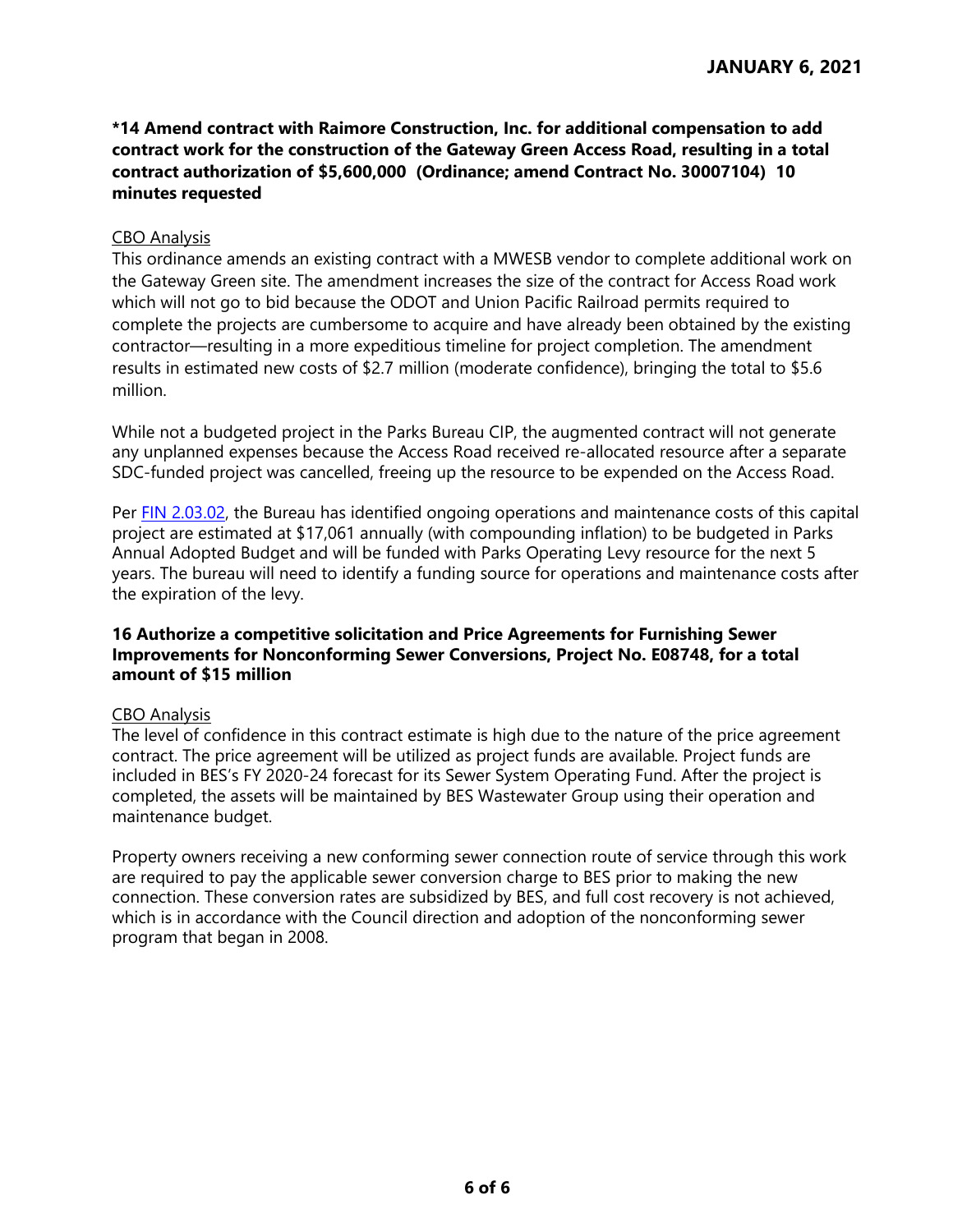**JANUARY 6, 2021**

**\*14 Amend contract with Raimore Construction, Inc. for additional compensation to add contract work for the construction of the Gateway Green Access Road, resulting in a total contract authorization of $5,600,000 (Ordinance; amend Contract No. 30007104) 10 minutes requested**

CBO Analysis

This ordinance amends an existing contract with a MWESB vendor to complete additional work on the Gateway Green site. The amendment increases the size of the contract for Access Road work which will not go to bid because the ODOT and Union Pacific Railroad permits required to complete the projects are cumbersome to acquire and have already been obtained by the existing contractor—resulting in a more expeditious timeline for project completion. The amendment results in estimated new costs of $2.7 million (moderate confidence), bringing the total to $5.6 million.

While not a budgeted project in the Parks Bureau CIP, the augmented contract will not generate any unplanned expenses because the Access Road received re-allocated resource after a separate SDC-funded project was cancelled, freeing up the resource to be expended on the Access Road.

Per FIN 2.03.02, the Bureau has identified ongoing operations and maintenance costs of this capital project are estimated at $17,061 annually (with compounding inflation) to be budgeted in Parks Annual Adopted Budget and will be funded with Parks Operating Levy resource for the next 5 years. The bureau will need to identify a funding source for operations and maintenance costs after the expiration of the levy.

**16 Authorize a competitive solicitation and Price Agreements for Furnishing Sewer Improvements for Nonconforming Sewer Conversions, Project No. E08748, for a total amount of $15 million**

CBO Analysis

The level of confidence in this contract estimate is high due to the nature of the price agreement contract. The price agreement will be utilized as project funds are available. Project funds are included in BES's FY 2020-24 forecast for its Sewer System Operating Fund. After the project is completed, the assets will be maintained by BES Wastewater Group using their operation and maintenance budget.

Property owners receiving a new conforming sewer connection route of service through this work are required to pay the applicable sewer conversion charge to BES prior to making the new connection. These conversion rates are subsidized by BES, and full cost recovery is not achieved, which is in accordance with the Council direction and adoption of the nonconforming sewer program that began in 2008.